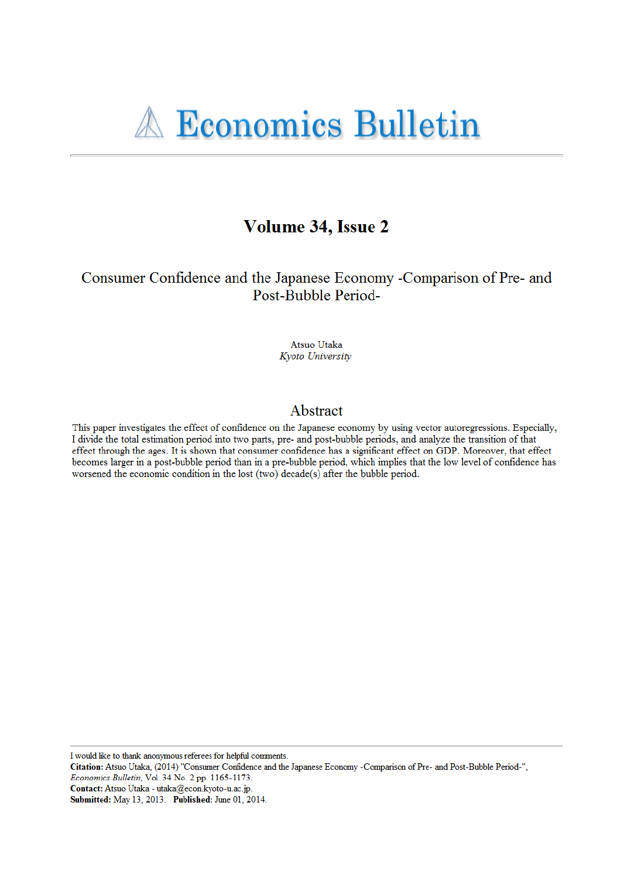# Economics Bulletin

## Volume 34, Issue 2

## Consumer Confidence and the Japanese Economy -Comparison of Pre- and Post-Bubble Period-

Atsuo Utaka
*Kyoto University*

## Abstract

This paper investigates the effect of confidence on the Japanese economy by using vector autoregressions. Especially, I divide the total estimation period into two parts, pre- and post-bubble periods, and analyze the transition of that effect through the ages. It is shown that consumer confidence has a significant effect on GDP. Moreover, that effect becomes larger in a post-bubble period than in a pre-bubble period, which implies that the low level of confidence has worsened the economic condition in the lost (two) decade(s) after the bubble period.

---

I would like to thank anonymous referees for helpful comments.
**Citation:** Atsuo Utaka, (2014) "Consumer Confidence and the Japanese Economy -Comparison of Pre- and Post-Bubble Period-", *Economics Bulletin*, Vol. 34 No. 2 pp. 1165-1173.
**Contact:** Atsuo Utaka - utaka@econ.kyoto-u.ac.jp.
**Submitted:** May 13, 2013. **Published:** June 01, 2014.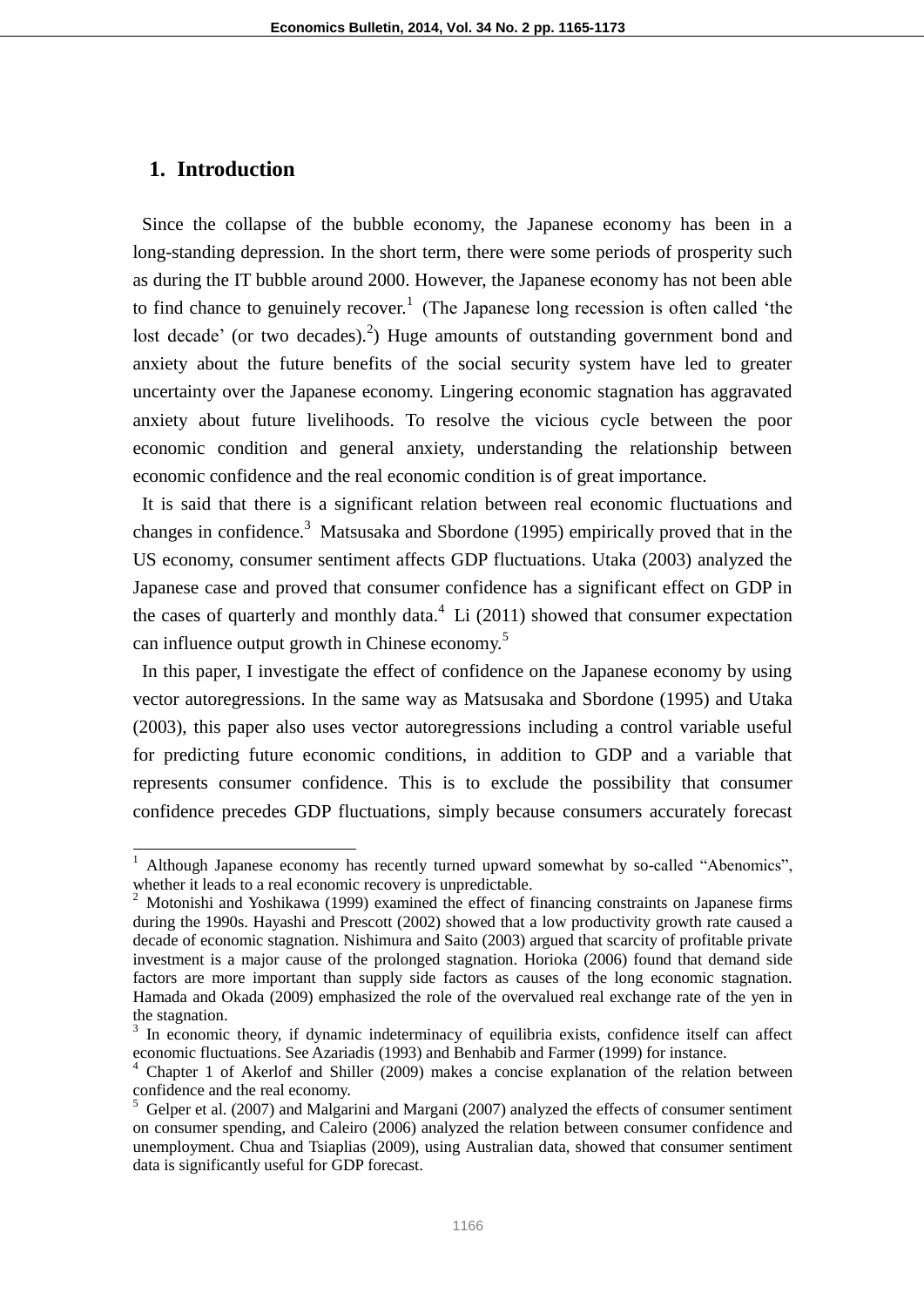## 1. Introduction

Since the collapse of the bubble economy, the Japanese economy has been in a long-standing depression. In the short term, there were some periods of prosperity such as during the IT bubble around 2000. However, the Japanese economy has not been able to find chance to genuinely recover.[1] (The Japanese long recession is often called 'the lost decade' (or two decades).[2]) Huge amounts of outstanding government bond and anxiety about the future benefits of the social security system have led to greater uncertainty over the Japanese economy. Lingering economic stagnation has aggravated anxiety about future livelihoods. To resolve the vicious cycle between the poor economic condition and general anxiety, understanding the relationship between economic confidence and the real economic condition is of great importance.

It is said that there is a significant relation between real economic fluctuations and changes in confidence.[3] Matsusaka and Sbordone (1995) empirically proved that in the US economy, consumer sentiment affects GDP fluctuations. Utaka (2003) analyzed the Japanese case and proved that consumer confidence has a significant effect on GDP in the cases of quarterly and monthly data.[4] Li (2011) showed that consumer expectation can influence output growth in Chinese economy.[5]

In this paper, I investigate the effect of confidence on the Japanese economy by using vector autoregressions. In the same way as Matsusaka and Sbordone (1995) and Utaka (2003), this paper also uses vector autoregressions including a control variable useful for predicting future economic conditions, in addition to GDP and a variable that represents consumer confidence. This is to exclude the possibility that consumer confidence precedes GDP fluctuations, simply because consumers accurately forecast

---

[1] Although Japanese economy has recently turned upward somewhat by so-called "Abenomics", whether it leads to a real economic recovery is unpredictable.

[2] Motonishi and Yoshikawa (1999) examined the effect of financing constraints on Japanese firms during the 1990s. Hayashi and Prescott (2002) showed that a low productivity growth rate caused a decade of economic stagnation. Nishimura and Saito (2003) argued that scarcity of profitable private investment is a major cause of the prolonged stagnation. Horioka (2006) found that demand side factors are more important than supply side factors as causes of the long economic stagnation. Hamada and Okada (2009) emphasized the role of the overvalued real exchange rate of the yen in the stagnation.

[3] In economic theory, if dynamic indeterminacy of equilibria exists, confidence itself can affect economic fluctuations. See Azariadis (1993) and Benhabib and Farmer (1999) for instance.

[4] Chapter 1 of Akerlof and Shiller (2009) makes a concise explanation of the relation between confidence and the real economy.

[5] Gelper et al. (2007) and Malgarini and Margani (2007) analyzed the effects of consumer sentiment on consumer spending, and Caleiro (2006) analyzed the relation between consumer confidence and unemployment. Chua and Tsiaplias (2009), using Australian data, showed that consumer sentiment data is significantly useful for GDP forecast.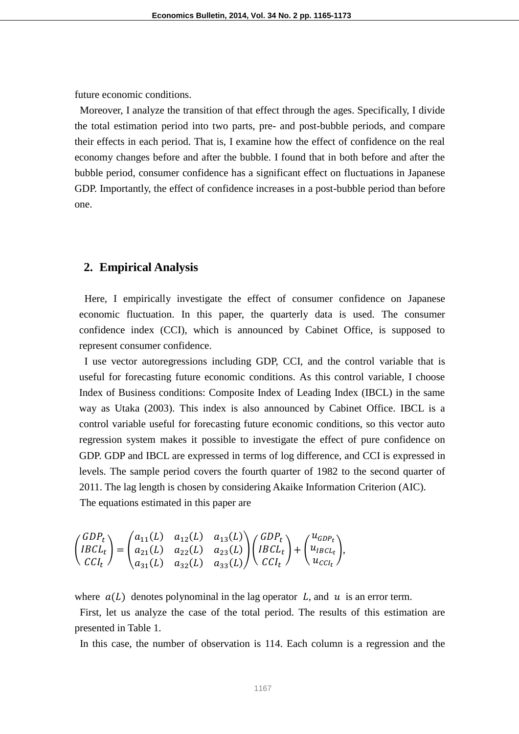future economic conditions.

Moreover, I analyze the transition of that effect through the ages. Specifically, I divide the total estimation period into two parts, pre- and post-bubble periods, and compare their effects in each period. That is, I examine how the effect of confidence on the real economy changes before and after the bubble. I found that in both before and after the bubble period, consumer confidence has a significant effect on fluctuations in Japanese GDP. Importantly, the effect of confidence increases in a post-bubble period than before one.

## 2. Empirical Analysis

Here, I empirically investigate the effect of consumer confidence on Japanese economic fluctuation. In this paper, the quarterly data is used. The consumer confidence index (CCI), which is announced by Cabinet Office, is supposed to represent consumer confidence.

I use vector autoregressions including GDP, CCI, and the control variable that is useful for forecasting future economic conditions. As this control variable, I choose Index of Business conditions: Composite Index of Leading Index (IBCL) in the same way as Utaka (2003). This index is also announced by Cabinet Office. IBCL is a control variable useful for forecasting future economic conditions, so this vector auto regression system makes it possible to investigate the effect of pure confidence on GDP. GDP and IBCL are expressed in terms of log difference, and CCI is expressed in levels. The sample period covers the fourth quarter of 1982 to the second quarter of 2011. The lag length is chosen by considering Akaike Information Criterion (AIC).

The equations estimated in this paper are

$$
\begin{pmatrix} GDP_t \\ IBCL_t \\ CCI_t \end{pmatrix} = \begin{pmatrix} a_{11}(L) & a_{12}(L) & a_{13}(L) \\ a_{21}(L) & a_{22}(L) & a_{23}(L) \\ a_{31}(L) & a_{32}(L) & a_{33}(L) \end{pmatrix} \begin{pmatrix} GDP_t \\ IBCL_t \\ CCI_t \end{pmatrix} + \begin{pmatrix} u_{GDP_t} \\ u_{IBCL_t} \\ u_{CCI_t} \end{pmatrix},
$$

where $a(L)$ denotes polynominal in the lag operator $L$, and $u$ is an error term.

First, let us analyze the case of the total period. The results of this estimation are presented in Table 1.

In this case, the number of observation is 114. Each column is a regression and the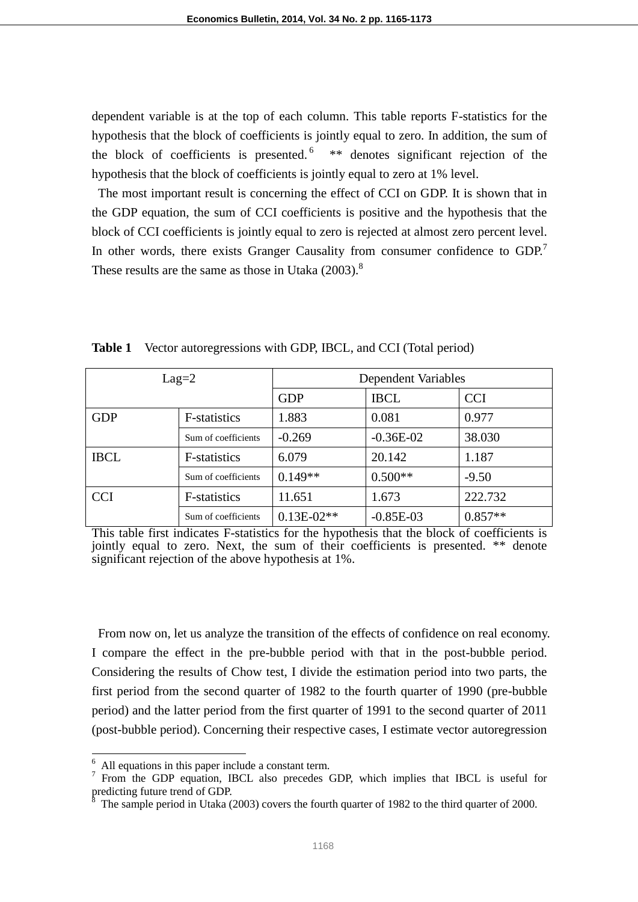dependent variable is at the top of each column. This table reports F-statistics for the hypothesis that the block of coefficients is jointly equal to zero. In addition, the sum of the block of coefficients is presented.[6] ** denotes significant rejection of the hypothesis that the block of coefficients is jointly equal to zero at 1% level.

The most important result is concerning the effect of CCI on GDP. It is shown that in the GDP equation, the sum of CCI coefficients is positive and the hypothesis that the block of CCI coefficients is jointly equal to zero is rejected at almost zero percent level. In other words, there exists Granger Causality from consumer confidence to GDP.[7] These results are the same as those in Utaka (2003).[8]

**Table 1** Vector autoregressions with GDP, IBCL, and CCI (Total period)

| Lag=2 | | Dependent Variables | | |
|---|---|---|---|---|
| | | GDP | IBCL | CCI |
| GDP | F-statistics | 1.883 | 0.081 | 0.977 |
| | Sum of coefficients | -0.269 | -0.36E-02 | 38.030 |
| IBCL | F-statistics | 6.079 | 20.142 | 1.187 |
| | Sum of coefficients | 0.149** | 0.500** | -9.50 |
| CCI | F-statistics | 11.651 | 1.673 | 222.732 |
| | Sum of coefficients | 0.13E-02** | -0.85E-03 | 0.857** |

This table first indicates F-statistics for the hypothesis that the block of coefficients is jointly equal to zero. Next, the sum of their coefficients is presented. ** denote significant rejection of the above hypothesis at 1%.

From now on, let us analyze the transition of the effects of confidence on real economy. I compare the effect in the pre-bubble period with that in the post-bubble period. Considering the results of Chow test, I divide the estimation period into two parts, the first period from the second quarter of 1982 to the fourth quarter of 1990 (pre-bubble period) and the latter period from the first quarter of 1991 to the second quarter of 2011 (post-bubble period). Concerning their respective cases, I estimate vector autoregression

---

[6] All equations in this paper include a constant term.

[7] From the GDP equation, IBCL also precedes GDP, which implies that IBCL is useful for predicting future trend of GDP.

[8] The sample period in Utaka (2003) covers the fourth quarter of 1982 to the third quarter of 2000.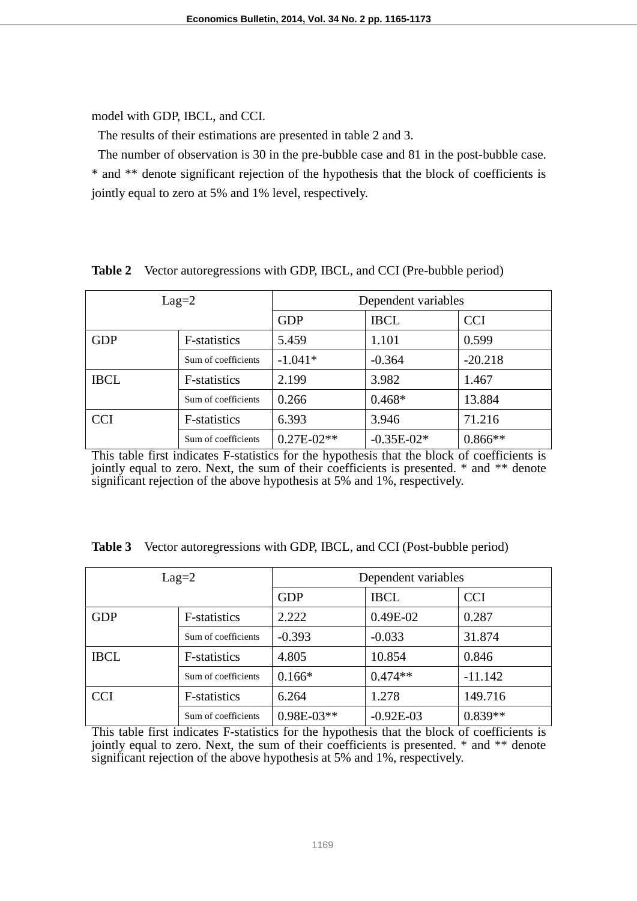model with GDP, IBCL, and CCI.

The results of their estimations are presented in table 2 and 3.

The number of observation is 30 in the pre-bubble case and 81 in the post-bubble case. * and ** denote significant rejection of the hypothesis that the block of coefficients is jointly equal to zero at 5% and 1% level, respectively.

**Table 2** Vector autoregressions with GDP, IBCL, and CCI (Pre-bubble period)

| Lag=2 | | Dependent variables | | |
|---|---|---|---|---|
| | | GDP | IBCL | CCI |
| GDP | F-statistics | 5.459 | 1.101 | 0.599 |
| | Sum of coefficients | -1.041* | -0.364 | -20.218 |
| IBCL | F-statistics | 2.199 | 3.982 | 1.467 |
| | Sum of coefficients | 0.266 | 0.468* | 13.884 |
| CCI | F-statistics | 6.393 | 3.946 | 71.216 |
| | Sum of coefficients | 0.27E-02** | -0.35E-02* | 0.866** |

This table first indicates F-statistics for the hypothesis that the block of coefficients is jointly equal to zero. Next, the sum of their coefficients is presented. * and ** denote significant rejection of the above hypothesis at 5% and 1%, respectively.

**Table 3** Vector autoregressions with GDP, IBCL, and CCI (Post-bubble period)

| Lag=2 | | Dependent variables | | |
|---|---|---|---|---|
| | | GDP | IBCL | CCI |
| GDP | F-statistics | 2.222 | 0.49E-02 | 0.287 |
| | Sum of coefficients | -0.393 | -0.033 | 31.874 |
| IBCL | F-statistics | 4.805 | 10.854 | 0.846 |
| | Sum of coefficients | 0.166* | 0.474** | -11.142 |
| CCI | F-statistics | 6.264 | 1.278 | 149.716 |
| | Sum of coefficients | 0.98E-03** | -0.92E-03 | 0.839** |

This table first indicates F-statistics for the hypothesis that the block of coefficients is jointly equal to zero. Next, the sum of their coefficients is presented. * and ** denote significant rejection of the above hypothesis at 5% and 1%, respectively.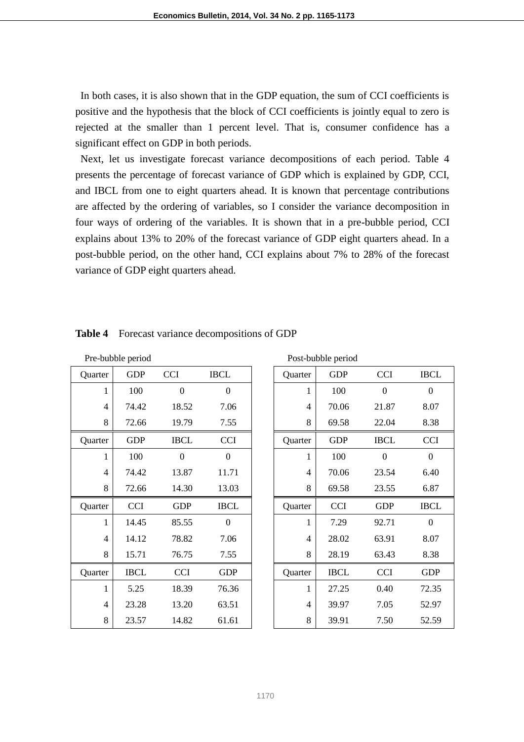In both cases, it is also shown that in the GDP equation, the sum of CCI coefficients is positive and the hypothesis that the block of CCI coefficients is jointly equal to zero is rejected at the smaller than 1 percent level. That is, consumer confidence has a significant effect on GDP in both periods.

Next, let us investigate forecast variance decompositions of each period. Table 4 presents the percentage of forecast variance of GDP which is explained by GDP, CCI, and IBCL from one to eight quarters ahead. It is known that percentage contributions are affected by the ordering of variables, so I consider the variance decomposition in four ways of ordering of the variables. It is shown that in a pre-bubble period, CCI explains about 13% to 20% of the forecast variance of GDP eight quarters ahead. In a post-bubble period, on the other hand, CCI explains about 7% to 28% of the forecast variance of GDP eight quarters ahead.

**Table 4** Forecast variance decompositions of GDP

| Pre-bubble period | | | | | Post-bubble period | | | |
|---|---|---|---|---|---|---|---|---|
| Quarter | GDP | CCI | IBCL | | Quarter | GDP | CCI | IBCL |
| 1 | 100 | 0 | 0 | | 1 | 100 | 0 | 0 |
| 4 | 74.42 | 18.52 | 7.06 | | 4 | 70.06 | 21.87 | 8.07 |
| 8 | 72.66 | 19.79 | 7.55 | | 8 | 69.58 | 22.04 | 8.38 |
| Quarter | GDP | IBCL | CCI | | Quarter | GDP | IBCL | CCI |
| 1 | 100 | 0 | 0 | | 1 | 100 | 0 | 0 |
| 4 | 74.42 | 13.87 | 11.71 | | 4 | 70.06 | 23.54 | 6.40 |
| 8 | 72.66 | 14.30 | 13.03 | | 8 | 69.58 | 23.55 | 6.87 |
| Quarter | CCI | GDP | IBCL | | Quarter | CCI | GDP | IBCL |
| 1 | 14.45 | 85.55 | 0 | | 1 | 7.29 | 92.71 | 0 |
| 4 | 14.12 | 78.82 | 7.06 | | 4 | 28.02 | 63.91 | 8.07 |
| 8 | 15.71 | 76.75 | 7.55 | | 8 | 28.19 | 63.43 | 8.38 |
| Quarter | IBCL | CCI | GDP | | Quarter | IBCL | CCI | GDP |
| 1 | 5.25 | 18.39 | 76.36 | | 1 | 27.25 | 0.40 | 72.35 |
| 4 | 23.28 | 13.20 | 63.51 | | 4 | 39.97 | 7.05 | 52.97 |
| 8 | 23.57 | 14.82 | 61.61 | | 8 | 39.91 | 7.50 | 52.59 |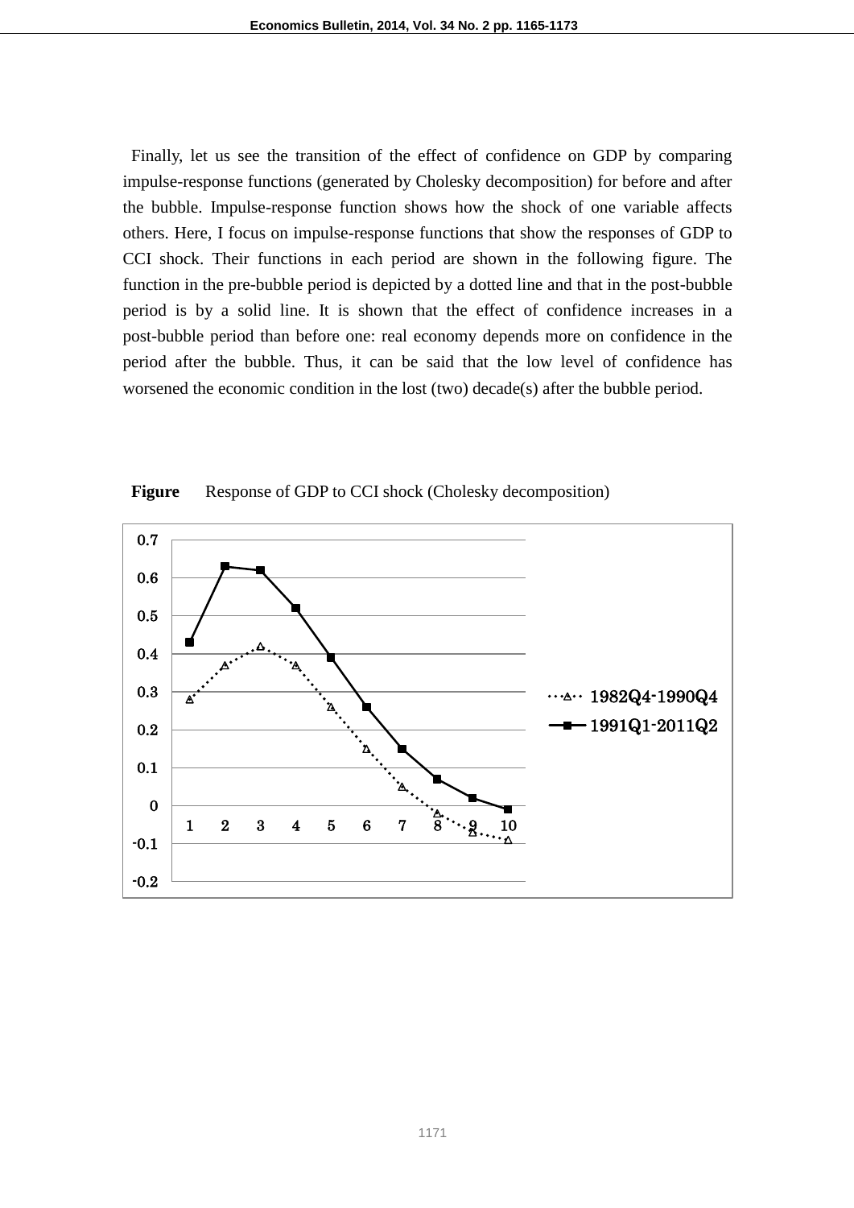Finally, let us see the transition of the effect of confidence on GDP by comparing impulse-response functions (generated by Cholesky decomposition) for before and after the bubble. Impulse-response function shows how the shock of one variable affects others. Here, I focus on impulse-response functions that show the responses of GDP to CCI shock. Their functions in each period are shown in the following figure. The function in the pre-bubble period is depicted by a dotted line and that in the post-bubble period is by a solid line. It is shown that the effect of confidence increases in a post-bubble period than before one: real economy depends more on confidence in the period after the bubble. Thus, it can be said that the low level of confidence has worsened the economic condition in the lost (two) decade(s) after the bubble period.

**Figure** Response of GDP to CCI shock (Cholesky decomposition)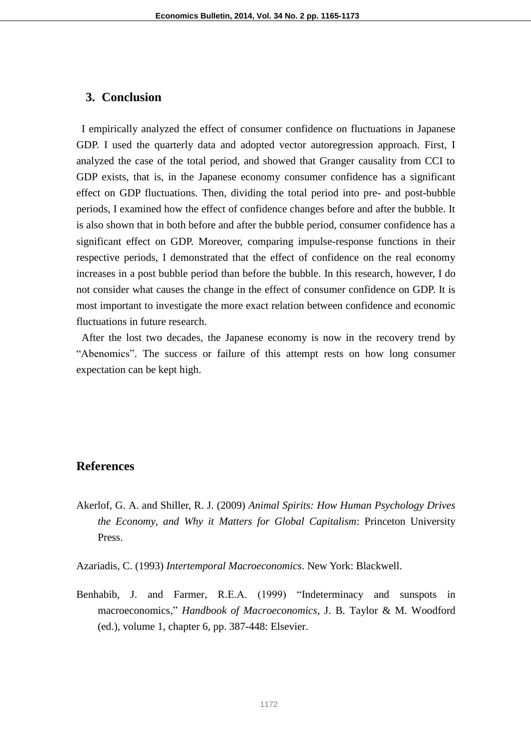## 3. Conclusion

I empirically analyzed the effect of consumer confidence on fluctuations in Japanese GDP. I used the quarterly data and adopted vector autoregression approach. First, I analyzed the case of the total period, and showed that Granger causality from CCI to GDP exists, that is, in the Japanese economy consumer confidence has a significant effect on GDP fluctuations. Then, dividing the total period into pre- and post-bubble periods, I examined how the effect of confidence changes before and after the bubble. It is also shown that in both before and after the bubble period, consumer confidence has a significant effect on GDP. Moreover, comparing impulse-response functions in their respective periods, I demonstrated that the effect of confidence on the real economy increases in a post bubble period than before the bubble. In this research, however, I do not consider what causes the change in the effect of consumer confidence on GDP. It is most important to investigate the more exact relation between confidence and economic fluctuations in future research.

After the lost two decades, the Japanese economy is now in the recovery trend by “Abenomics”. The success or failure of this attempt rests on how long consumer expectation can be kept high.

## References

Akerlof, G. A. and Shiller, R. J. (2009) *Animal Spirits: How Human Psychology Drives the Economy, and Why it Matters for Global Capitalism*: Princeton University Press.

Azariadis, C. (1993) *Intertemporal Macroeconomics*. New York: Blackwell.

Benhabib, J. and Farmer, R.E.A. (1999) “Indeterminacy and sunspots in macroeconomics,” *Handbook of Macroeconomics*, J. B. Taylor & M. Woodford (ed.), volume 1, chapter 6, pp. 387-448: Elsevier.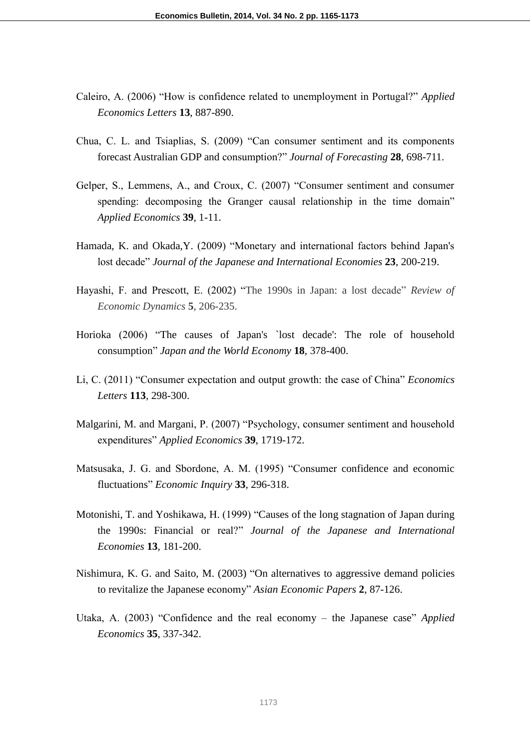Caleiro, A. (2006) “How is confidence related to unemployment in Portugal?” *Applied Economics Letters* **13**, 887-890.

Chua, C. L. and Tsiaplias, S. (2009) “Can consumer sentiment and its components forecast Australian GDP and consumption?” *Journal of Forecasting* **28**, 698-711.

Gelper, S., Lemmens, A., and Croux, C. (2007) “Consumer sentiment and consumer spending: decomposing the Granger causal relationship in the time domain” *Applied Economics* **39**, 1-11.

Hamada, K. and Okada,Y. (2009) “Monetary and international factors behind Japan's lost decade” *Journal of the Japanese and International Economies* **23**, 200-219.

Hayashi, F. and Prescott, E. (2002) “The 1990s in Japan: a lost decade” *Review of Economic Dynamics* **5**, 206-235.

Horioka (2006) “The causes of Japan's `lost decade': The role of household consumption” *Japan and the World Economy* **18**, 378-400.

Li, C. (2011) “Consumer expectation and output growth: the case of China” *Economics Letters* **113**, 298-300.

Malgarini, M. and Margani, P. (2007) “Psychology, consumer sentiment and household expenditures” *Applied Economics* **39**, 1719-172.

Matsusaka, J. G. and Sbordone, A. M. (1995) “Consumer confidence and economic fluctuations” *Economic Inquiry* **33**, 296-318.

Motonishi, T. and Yoshikawa, H. (1999) “Causes of the long stagnation of Japan during the 1990s: Financial or real?” *Journal of the Japanese and International Economies* **13**, 181-200.

Nishimura, K. G. and Saito, M. (2003) “On alternatives to aggressive demand policies to revitalize the Japanese economy” *Asian Economic Papers* **2**, 87-126.

Utaka, A. (2003) “Confidence and the real economy – the Japanese case” *Applied Economics* **35**, 337-342.